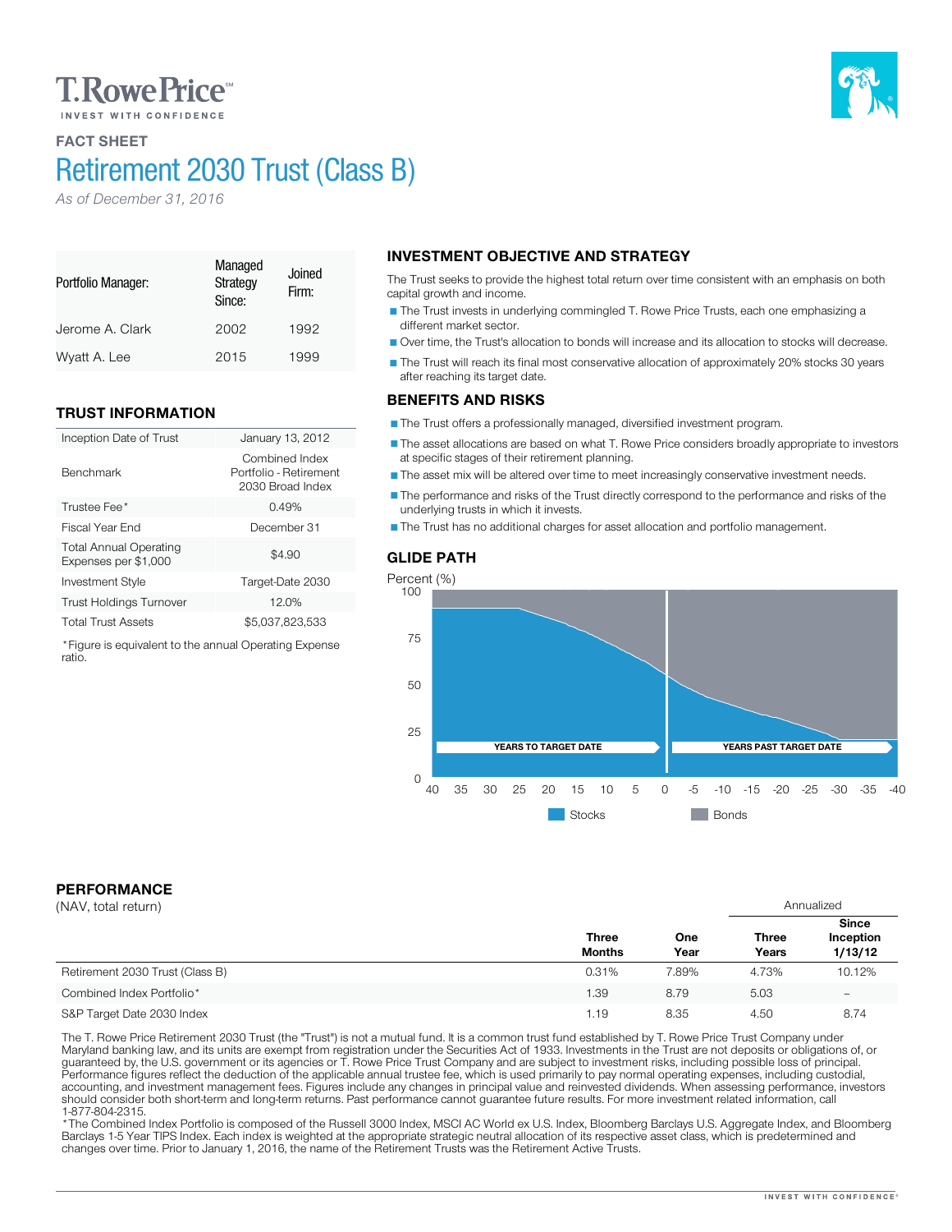T.RowePrice
INVEST WITH CONFIDENCE

**FACT SHEET**

# Retirement 2030 Trust (Class B)

*As of December 31, 2016*

| Portfolio Manager: | Managed Strategy Since: | Joined Firm: |
|---|---|---|
| Jerome A. Clark | 2002 | 1992 |
| Wyatt A. Lee | 2015 | 1999 |

## TRUST INFORMATION

| | |
|---|---|
| Inception Date of Trust | January 13, 2012 |
| Benchmark | Combined Index Portfolio - Retirement 2030 Broad Index |
| Trustee Fee* | 0.49% |
| Fiscal Year End | December 31 |
| Total Annual Operating Expenses per $1,000 | $4.90 |
| Investment Style | Target-Date 2030 |
| Trust Holdings Turnover | 12.0% |
| Total Trust Assets | $5,037,823,533 |

*Figure is equivalent to the annual Operating Expense ratio.

## INVESTMENT OBJECTIVE AND STRATEGY

The Trust seeks to provide the highest total return over time consistent with an emphasis on both capital growth and income.

- The Trust invests in underlying commingled T. Rowe Price Trusts, each one emphasizing a different market sector.
- Over time, the Trust's allocation to bonds will increase and its allocation to stocks will decrease.
- The Trust will reach its final most conservative allocation of approximately 20% stocks 30 years after reaching its target date.

## BENEFITS AND RISKS

- The Trust offers a professionally managed, diversified investment program.
- The asset allocations are based on what T. Rowe Price considers broadly appropriate to investors at specific stages of their retirement planning.
- The asset mix will be altered over time to meet increasingly conservative investment needs.
- The performance and risks of the Trust directly correspond to the performance and risks of the underlying trusts in which it invests.
- The Trust has no additional charges for asset allocation and portfolio management.

## GLIDE PATH

Percent (%)

YEARS TO TARGET DATE — YEARS PAST TARGET DATE

Stocks / Bonds

## PERFORMANCE

(NAV, total return)

| | Three Months | One Year | Annualized: Three Years | Annualized: Since Inception 1/13/12 |
|---|---|---|---|---|
| Retirement 2030 Trust (Class B) | 0.31% | 7.89% | 4.73% | 10.12% |
| Combined Index Portfolio* | 1.39 | 8.79 | 5.03 | – |
| S&P Target Date 2030 Index | 1.19 | 8.35 | 4.50 | 8.74 |

The T. Rowe Price Retirement 2030 Trust (the "Trust") is not a mutual fund. It is a common trust fund established by T. Rowe Price Trust Company under Maryland banking law, and its units are exempt from registration under the Securities Act of 1933. Investments in the Trust are not deposits or obligations of, or guaranteed by, the U.S. government or its agencies or T. Rowe Price Trust Company and are subject to investment risks, including possible loss of principal. Performance figures reflect the deduction of the applicable annual trustee fee, which is used primarily to pay normal operating expenses, including custodial, accounting, and investment management fees. Figures include any changes in principal value and reinvested dividends. When assessing performance, investors should consider both short-term and long-term returns. Past performance cannot guarantee future results. For more investment related information, call 1-877-804-2315.

*The Combined Index Portfolio is composed of the Russell 3000 Index, MSCI AC World ex U.S. Index, Bloomberg Barclays U.S. Aggregate Index, and Bloomberg Barclays 1-5 Year TIPS Index. Each index is weighted at the appropriate strategic neutral allocation of its respective asset class, which is predetermined and changes over time. Prior to January 1, 2016, the name of the Retirement Trusts was the Retirement Active Trusts.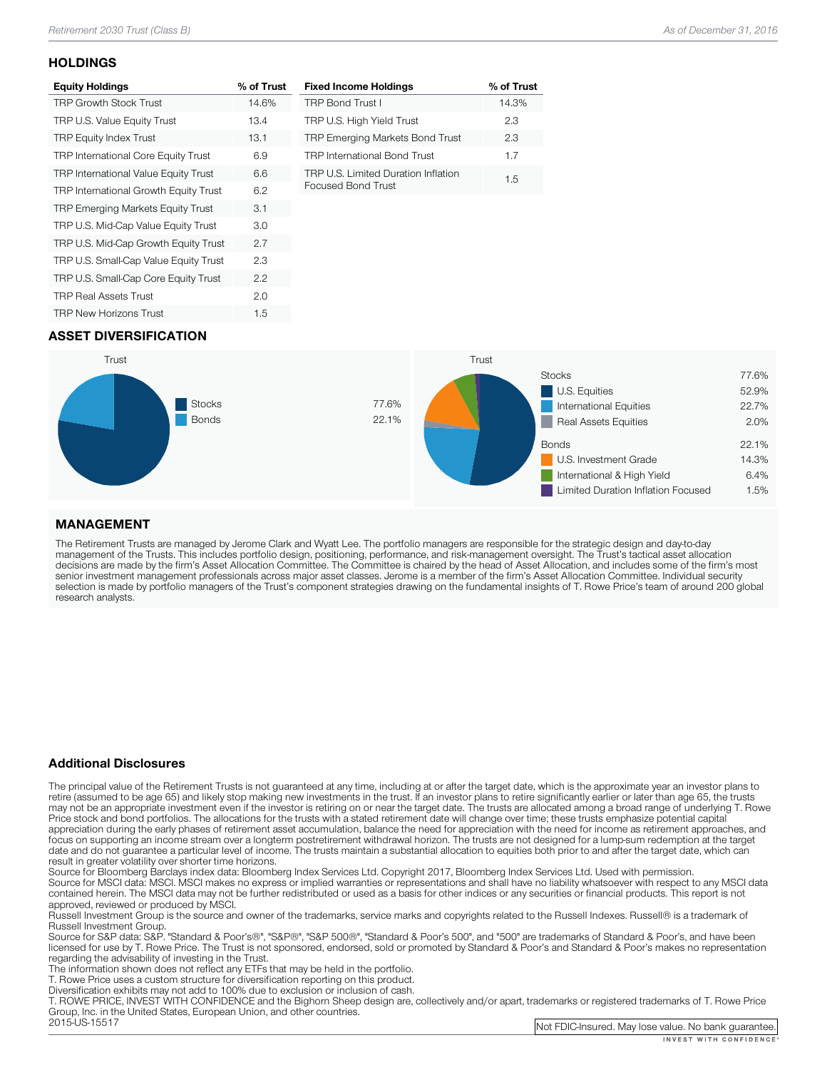## HOLDINGS

| Equity Holdings | % of Trust |
|---|---|
| TRP Growth Stock Trust | 14.6% |
| TRP U.S. Value Equity Trust | 13.4 |
| TRP Equity Index Trust | 13.1 |
| TRP International Core Equity Trust | 6.9 |
| TRP International Value Equity Trust | 6.6 |
| TRP International Growth Equity Trust | 6.2 |
| TRP Emerging Markets Equity Trust | 3.1 |
| TRP U.S. Mid-Cap Value Equity Trust | 3.0 |
| TRP U.S. Mid-Cap Growth Equity Trust | 2.7 |
| TRP U.S. Small-Cap Value Equity Trust | 2.3 |
| TRP U.S. Small-Cap Core Equity Trust | 2.2 |
| TRP Real Assets Trust | 2.0 |
| TRP New Horizons Trust | 1.5 |

| Fixed Income Holdings | % of Trust |
|---|---|
| TRP Bond Trust I | 14.3% |
| TRP U.S. High Yield Trust | 2.3 |
| TRP Emerging Markets Bond Trust | 2.3 |
| TRP International Bond Trust | 1.7 |
| TRP U.S. Limited Duration Inflation Focused Bond Trust | 1.5 |

## ASSET DIVERSIFICATION

Trust

| | |
|---|---|
| Stocks | 77.6% |
| Bonds | 22.1% |

Trust

| | |
|---|---|
| Stocks | 77.6% |
| U.S. Equities | 52.9% |
| International Equities | 22.7% |
| Real Assets Equities | 2.0% |
| Bonds | 22.1% |
| U.S. Investment Grade | 14.3% |
| International & High Yield | 6.4% |
| Limited Duration Inflation Focused | 1.5% |

## MANAGEMENT

The Retirement Trusts are managed by Jerome Clark and Wyatt Lee. The portfolio managers are responsible for the strategic design and day-to-day management of the Trusts. This includes portfolio design, positioning, performance, and risk-management oversight. The Trust's tactical asset allocation decisions are made by the firm's Asset Allocation Committee. The Committee is chaired by the head of Asset Allocation, and includes some of the firm's most senior investment management professionals across major asset classes. Jerome is a member of the firm's Asset Allocation Committee. Individual security selection is made by portfolio managers of the Trust's component strategies drawing on the fundamental insights of T. Rowe Price's team of around 200 global research analysts.

### Additional Disclosures

The principal value of the Retirement Trusts is not guaranteed at any time, including at or after the target date, which is the approximate year an investor plans to retire (assumed to be age 65) and likely stop making new investments in the trust. If an investor plans to retire significantly earlier or later than age 65, the trusts may not be an appropriate investment even if the investor is retiring on or near the target date. The trusts are allocated among a broad range of underlying T. Rowe Price stock and bond portfolios. The allocations for the trusts with a stated retirement date will change over time; these trusts emphasize potential capital appreciation during the early phases of retirement asset accumulation, balance the need for appreciation with the need for income as retirement approaches, and focus on supporting an income stream over a longterm postretirement withdrawal horizon. The trusts are not designed for a lump-sum redemption at the target date and do not guarantee a particular level of income. The trusts maintain a substantial allocation to equities both prior to and after the target date, which can result in greater volatility over shorter time horizons.

Source for Bloomberg Barclays index data: Bloomberg Index Services Ltd. Copyright 2017, Bloomberg Index Services Ltd. Used with permission.

Source for MSCI data: MSCI. MSCI makes no express or implied warranties or representations and shall have no liability whatsoever with respect to any MSCI data contained herein. The MSCI data may not be further redistributed or used as a basis for other indices or any securities or financial products. This report is not approved, reviewed or produced by MSCI.

Russell Investment Group is the source and owner of the trademarks, service marks and copyrights related to the Russell Indexes. Russell® is a trademark of Russell Investment Group.

Source for S&P data: S&P. "Standard & Poor's®", "S&P®", "S&P 500®", "Standard & Poor's 500", and "500" are trademarks of Standard & Poor's, and have been licensed for use by T. Rowe Price. The Trust is not sponsored, endorsed, sold or promoted by Standard & Poor's and Standard & Poor's makes no representation regarding the advisability of investing in the Trust.

The information shown does not reflect any ETFs that may be held in the portfolio.

T. Rowe Price uses a custom structure for diversification reporting on this product.

Diversification exhibits may not add to 100% due to exclusion or inclusion of cash.

T. ROWE PRICE, INVEST WITH CONFIDENCE and the Bighorn Sheep design are, collectively and/or apart, trademarks or registered trademarks of T. Rowe Price Group, Inc. in the United States, European Union, and other countries.

2015-US-15517

Not FDIC-Insured. May lose value. No bank guarantee.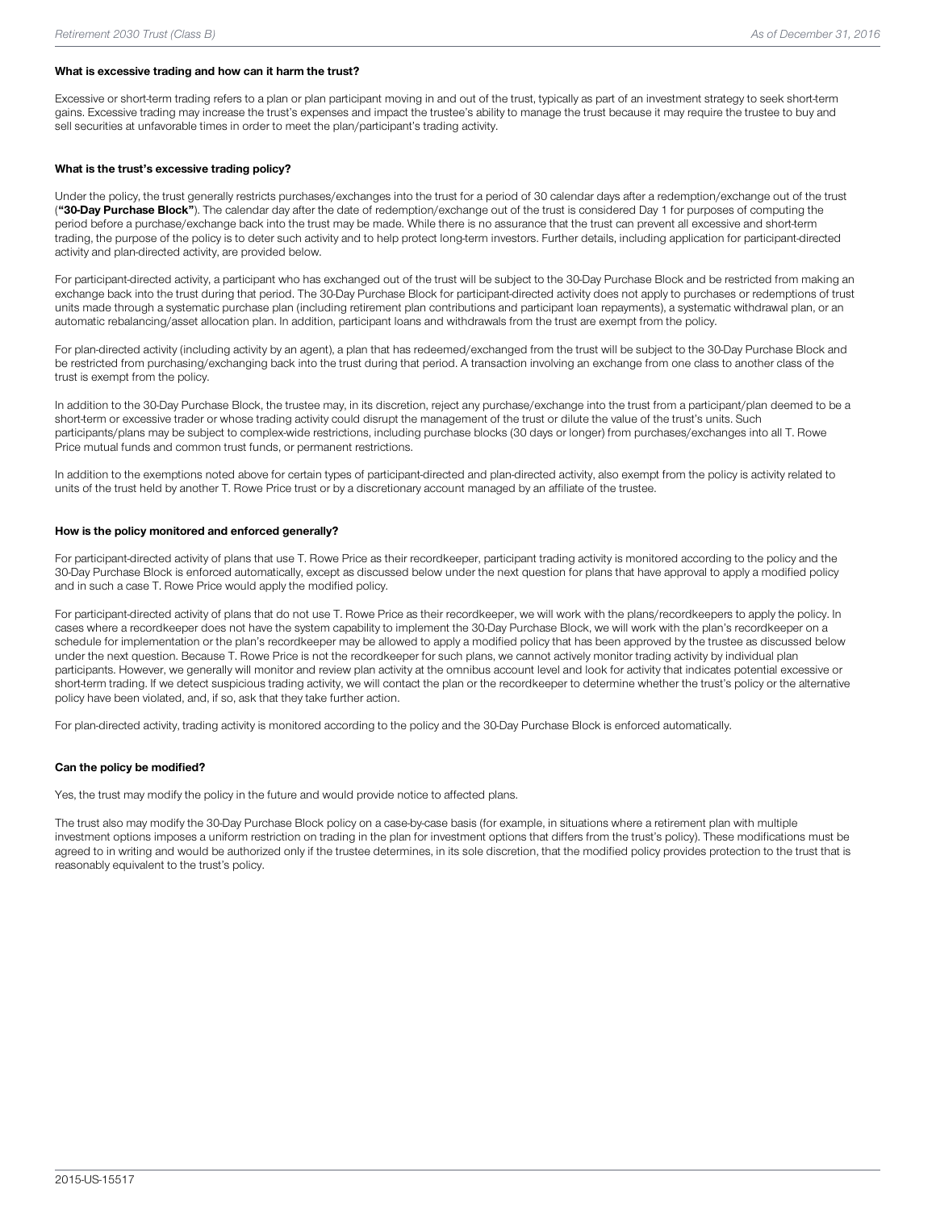**What is excessive trading and how can it harm the trust?**

Excessive or short-term trading refers to a plan or plan participant moving in and out of the trust, typically as part of an investment strategy to seek short-term gains. Excessive trading may increase the trust's expenses and impact the trustee's ability to manage the trust because it may require the trustee to buy and sell securities at unfavorable times in order to meet the plan/participant's trading activity.

**What is the trust's excessive trading policy?**

Under the policy, the trust generally restricts purchases/exchanges into the trust for a period of 30 calendar days after a redemption/exchange out of the trust (**"30-Day Purchase Block"**). The calendar day after the date of redemption/exchange out of the trust is considered Day 1 for purposes of computing the period before a purchase/exchange back into the trust may be made. While there is no assurance that the trust can prevent all excessive and short-term trading, the purpose of the policy is to deter such activity and to help protect long-term investors. Further details, including application for participant-directed activity and plan-directed activity, are provided below.

For participant-directed activity, a participant who has exchanged out of the trust will be subject to the 30-Day Purchase Block and be restricted from making an exchange back into the trust during that period. The 30-Day Purchase Block for participant-directed activity does not apply to purchases or redemptions of trust units made through a systematic purchase plan (including retirement plan contributions and participant loan repayments), a systematic withdrawal plan, or an automatic rebalancing/asset allocation plan. In addition, participant loans and withdrawals from the trust are exempt from the policy.

For plan-directed activity (including activity by an agent), a plan that has redeemed/exchanged from the trust will be subject to the 30-Day Purchase Block and be restricted from purchasing/exchanging back into the trust during that period. A transaction involving an exchange from one class to another class of the trust is exempt from the policy.

In addition to the 30-Day Purchase Block, the trustee may, in its discretion, reject any purchase/exchange into the trust from a participant/plan deemed to be a short-term or excessive trader or whose trading activity could disrupt the management of the trust or dilute the value of the trust's units. Such participants/plans may be subject to complex-wide restrictions, including purchase blocks (30 days or longer) from purchases/exchanges into all T. Rowe Price mutual funds and common trust funds, or permanent restrictions.

In addition to the exemptions noted above for certain types of participant-directed and plan-directed activity, also exempt from the policy is activity related to units of the trust held by another T. Rowe Price trust or by a discretionary account managed by an affiliate of the trustee.

**How is the policy monitored and enforced generally?**

For participant-directed activity of plans that use T. Rowe Price as their recordkeeper, participant trading activity is monitored according to the policy and the 30-Day Purchase Block is enforced automatically, except as discussed below under the next question for plans that have approval to apply a modified policy and in such a case T. Rowe Price would apply the modified policy.

For participant-directed activity of plans that do not use T. Rowe Price as their recordkeeper, we will work with the plans/recordkeepers to apply the policy. In cases where a recordkeeper does not have the system capability to implement the 30-Day Purchase Block, we will work with the plan's recordkeeper on a schedule for implementation or the plan's recordkeeper may be allowed to apply a modified policy that has been approved by the trustee as discussed below under the next question. Because T. Rowe Price is not the recordkeeper for such plans, we cannot actively monitor trading activity by individual plan participants. However, we generally will monitor and review plan activity at the omnibus account level and look for activity that indicates potential excessive or short-term trading. If we detect suspicious trading activity, we will contact the plan or the recordkeeper to determine whether the trust's policy or the alternative policy have been violated, and, if so, ask that they take further action.

For plan-directed activity, trading activity is monitored according to the policy and the 30-Day Purchase Block is enforced automatically.

**Can the policy be modified?**

Yes, the trust may modify the policy in the future and would provide notice to affected plans.

The trust also may modify the 30-Day Purchase Block policy on a case-by-case basis (for example, in situations where a retirement plan with multiple investment options imposes a uniform restriction on trading in the plan for investment options that differs from the trust's policy). These modifications must be agreed to in writing and would be authorized only if the trustee determines, in its sole discretion, that the modified policy provides protection to the trust that is reasonably equivalent to the trust's policy.